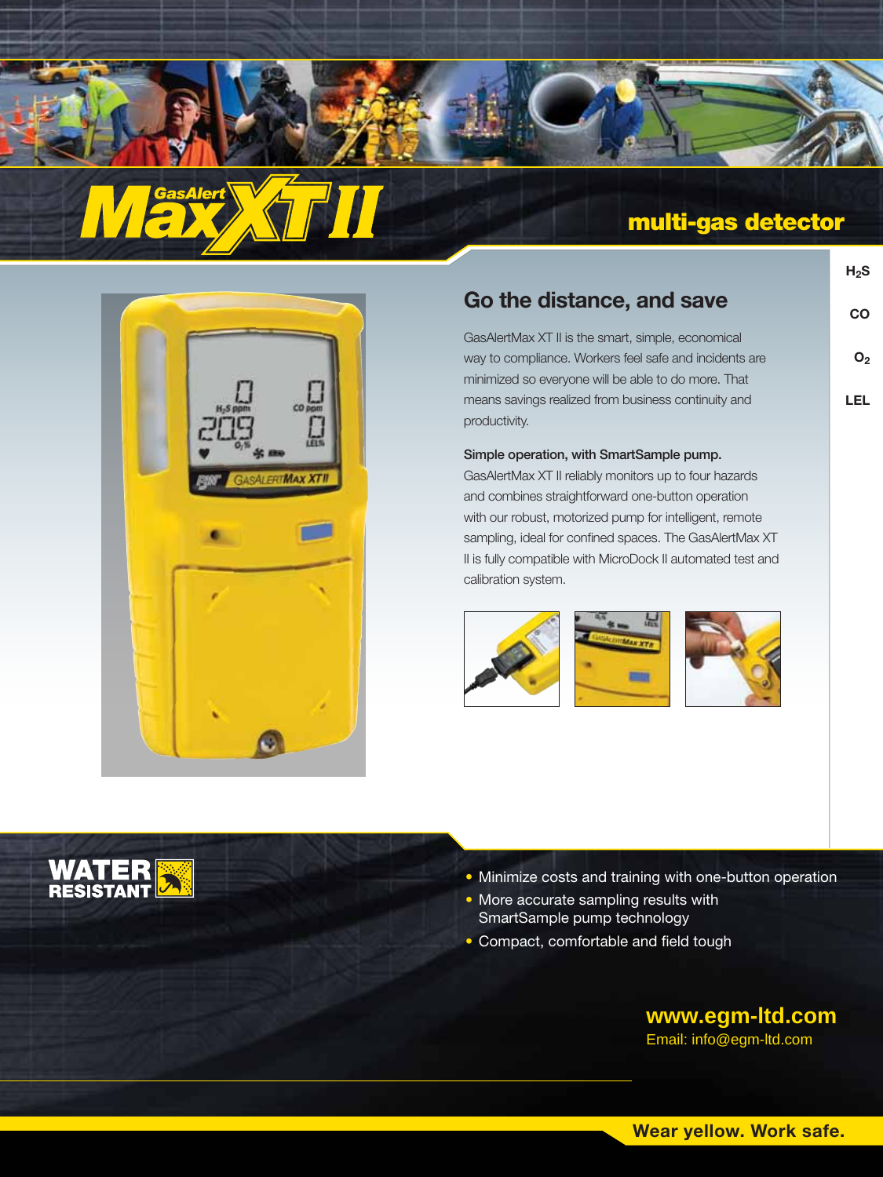# GasAlert MaxXT II

## multi-gas detector

$H_2S$

CO

$O_2$

LEL

## Go the distance, and save

GasAlertMax XT II is the smart, simple, economical way to compliance. Workers feel safe and incidents are minimized so everyone will be able to do more. That means savings realized from business continuity and productivity.

**Simple operation, with SmartSample pump.**
GasAlertMax XT II reliably monitors up to four hazards and combines straightforward one-button operation with our robust, motorized pump for intelligent, remote sampling, ideal for confined spaces. The GasAlertMax XT II is fully compatible with MicroDock II automated test and calibration system.

**WATER RESISTANT**

- Minimize costs and training with one-button operation
- More accurate sampling results with SmartSample pump technology
- Compact, comfortable and field tough

**www.egm-ltd.com**
Email: info@egm-ltd.com

**Wear yellow. Work safe.**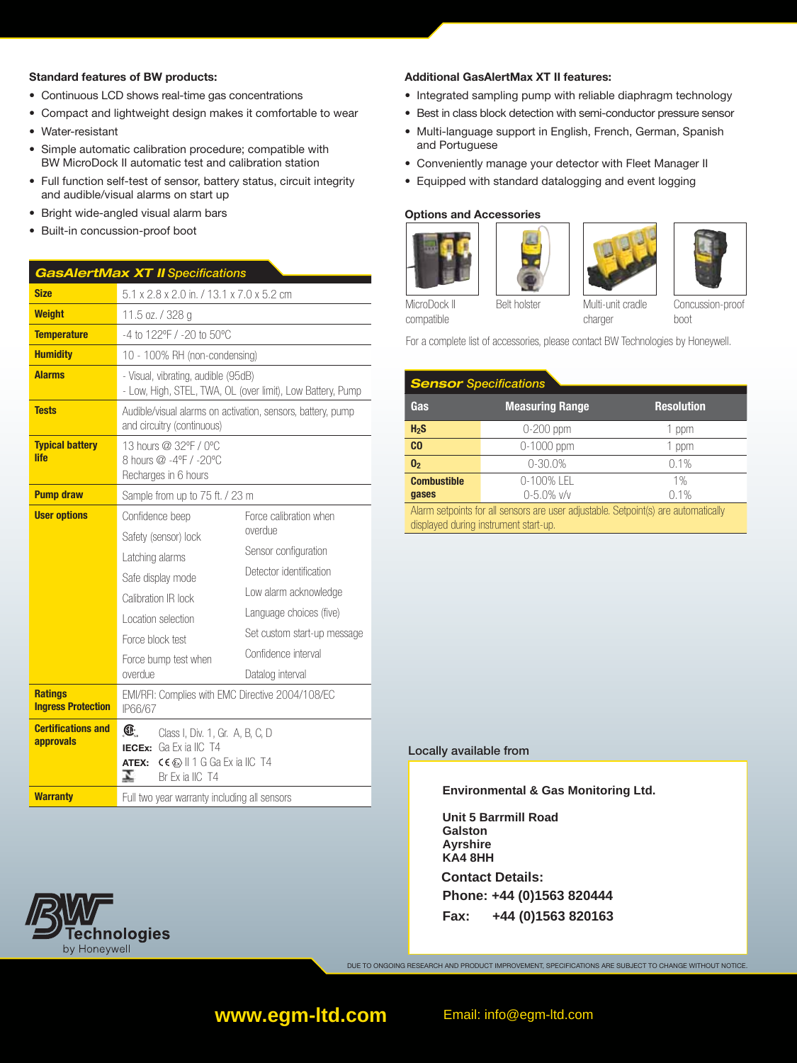### Standard features of BW products:

- Continuous LCD shows real-time gas concentrations
- Compact and lightweight design makes it comfortable to wear
- Water-resistant
- Simple automatic calibration procedure; compatible with BW MicroDock II automatic test and calibration station
- Full function self-test of sensor, battery status, circuit integrity and audible/visual alarms on start up
- Bright wide-angled visual alarm bars
- Built-in concussion-proof boot

### GasAlertMax XT II Specifications

| | |
|---|---|
| **Size** | 5.1 x 2.8 x 2.0 in. / 13.1 x 7.0 x 5.2 cm |
| **Weight** | 11.5 oz. / 328 g |
| **Temperature** | -4 to 122ºF / -20 to 50ºC |
| **Humidity** | 10 - 100% RH (non-condensing) |
| **Alarms** | - Visual, vibrating, audible (95dB)<br>- Low, High, STEL, TWA, OL (over limit), Low Battery, Pump |
| **Tests** | Audible/visual alarms on activation, sensors, battery, pump and circuitry (continuous) |
| **Typical battery life** | 13 hours @ 32ºF / 0ºC<br>8 hours @ -4ºF / -20ºC<br>Recharges in 6 hours |
| **Pump draw** | Sample from up to 75 ft. / 23 m |
| **User options** | Confidence beep; Safety (sensor) lock; Latching alarms; Safe display mode; Calibration IR lock; Location selection; Force block test; Force bump test when overdue; Force calibration when overdue; Sensor configuration; Detector identification; Low alarm acknowledge; Language choices (five); Set custom start-up message; Confidence interval; Datalog interval |
| **Ratings Ingress Protection** | EMI/RFI: Complies with EMC Directive 2004/108/EC<br>IP66/67 |
| **Certifications and approvals** | Class I, Div. 1, Gr. A, B, C, D<br>**IECEx:** Ga Ex ia IIC T4<br>**ATEX:** CE II 1 G Ga Ex ia IIC T4<br>Br Ex ia IIC T4 |
| **Warranty** | Full two year warranty including all sensors |

### Additional GasAlertMax XT II features:

- Integrated sampling pump with reliable diaphragm technology
- Best in class block detection with semi-conductor pressure sensor
- Multi-language support in English, French, German, Spanish and Portuguese
- Conveniently manage your detector with Fleet Manager II
- Equipped with standard datalogging and event logging

### Options and Accessories

MicroDock II compatible

Belt holster

Multi-unit cradle charger

Concussion-proof boot

For a complete list of accessories, please contact BW Technologies by Honeywell.

### Sensor Specifications

| Gas | Measuring Range | Resolution |
|---|---|---|
| $H_2S$ | 0-200 ppm | 1 ppm |
| CO | 0-1000 ppm | 1 ppm |
| $O_2$ | 0-30.0% | 0.1% |
| Combustible gases | 0-100% LEL<br>0-5.0% v/v | 1%<br>0.1% |

Alarm setpoints for all sensors are user adjustable. Setpoint(s) are automatically displayed during instrument start-up.

Locally available from

**Environmental & Gas Monitoring Ltd.**

**Unit 5 Barrmill Road**
**Galston**
**Ayrshire**
**KA4 8HH**

**Contact Details:**
**Phone: +44 (0)1563 820444**
**Fax: +44 (0)1563 820163**

BW Technologies by Honeywell

DUE TO ONGOING RESEARCH AND PRODUCT IMPROVEMENT, SPECIFICATIONS ARE SUBJECT TO CHANGE WITHOUT NOTICE.

**www.egm-ltd.com** Email: info@egm-ltd.com